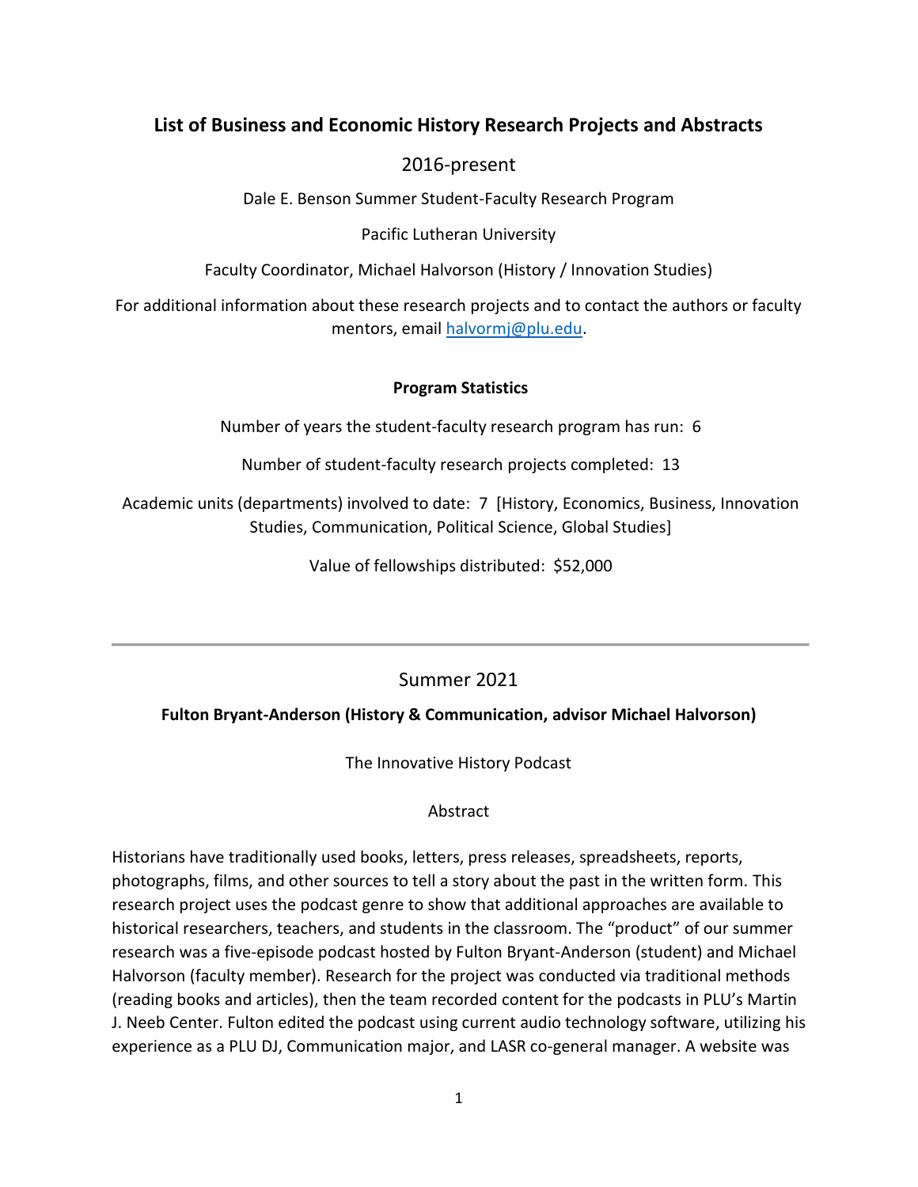# List of Business and Economic History Research Projects and Abstracts

2016-present

Dale E. Benson Summer Student-Faculty Research Program

Pacific Lutheran University

Faculty Coordinator, Michael Halvorson (History / Innovation Studies)

For additional information about these research projects and to contact the authors or faculty mentors, email halvormj@plu.edu.

**Program Statistics**

Number of years the student-faculty research program has run: 6

Number of student-faculty research projects completed: 13

Academic units (departments) involved to date: 7 [History, Economics, Business, Innovation Studies, Communication, Political Science, Global Studies]

Value of fellowships distributed: $52,000

---

## Summer 2021

**Fulton Bryant-Anderson (History & Communication, advisor Michael Halvorson)**

The Innovative History Podcast

Abstract

Historians have traditionally used books, letters, press releases, spreadsheets, reports, photographs, films, and other sources to tell a story about the past in the written form. This research project uses the podcast genre to show that additional approaches are available to historical researchers, teachers, and students in the classroom. The "product" of our summer research was a five-episode podcast hosted by Fulton Bryant-Anderson (student) and Michael Halvorson (faculty member). Research for the project was conducted via traditional methods (reading books and articles), then the team recorded content for the podcasts in PLU's Martin J. Neeb Center. Fulton edited the podcast using current audio technology software, utilizing his experience as a PLU DJ, Communication major, and LASR co-general manager. A website was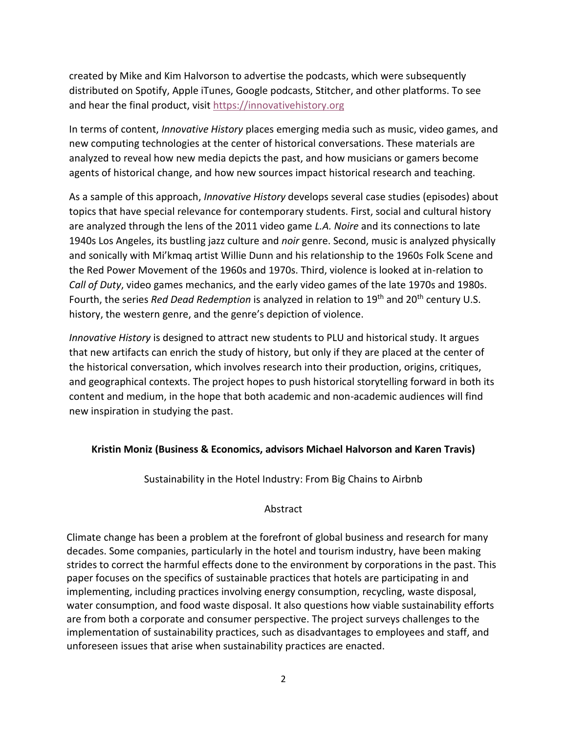created by Mike and Kim Halvorson to advertise the podcasts, which were subsequently distributed on Spotify, Apple iTunes, Google podcasts, Stitcher, and other platforms. To see and hear the final product, visit https://innovativehistory.org

In terms of content, *Innovative History* places emerging media such as music, video games, and new computing technologies at the center of historical conversations. These materials are analyzed to reveal how new media depicts the past, and how musicians or gamers become agents of historical change, and how new sources impact historical research and teaching.

As a sample of this approach, *Innovative History* develops several case studies (episodes) about topics that have special relevance for contemporary students. First, social and cultural history are analyzed through the lens of the 2011 video game *L.A. Noire* and its connections to late 1940s Los Angeles, its bustling jazz culture and *noir* genre. Second, music is analyzed physically and sonically with Mi'kmaq artist Willie Dunn and his relationship to the 1960s Folk Scene and the Red Power Movement of the 1960s and 1970s. Third, violence is looked at in-relation to *Call of Duty*, video games mechanics, and the early video games of the late 1970s and 1980s. Fourth, the series *Red Dead Redemption* is analyzed in relation to 19th and 20th century U.S. history, the western genre, and the genre's depiction of violence.

*Innovative History* is designed to attract new students to PLU and historical study. It argues that new artifacts can enrich the study of history, but only if they are placed at the center of the historical conversation, which involves research into their production, origins, critiques, and geographical contexts. The project hopes to push historical storytelling forward in both its content and medium, in the hope that both academic and non-academic audiences will find new inspiration in studying the past.

**Kristin Moniz (Business & Economics, advisors Michael Halvorson and Karen Travis)**

Sustainability in the Hotel Industry: From Big Chains to Airbnb

Abstract

Climate change has been a problem at the forefront of global business and research for many decades. Some companies, particularly in the hotel and tourism industry, have been making strides to correct the harmful effects done to the environment by corporations in the past. This paper focuses on the specifics of sustainable practices that hotels are participating in and implementing, including practices involving energy consumption, recycling, waste disposal, water consumption, and food waste disposal. It also questions how viable sustainability efforts are from both a corporate and consumer perspective. The project surveys challenges to the implementation of sustainability practices, such as disadvantages to employees and staff, and unforeseen issues that arise when sustainability practices are enacted.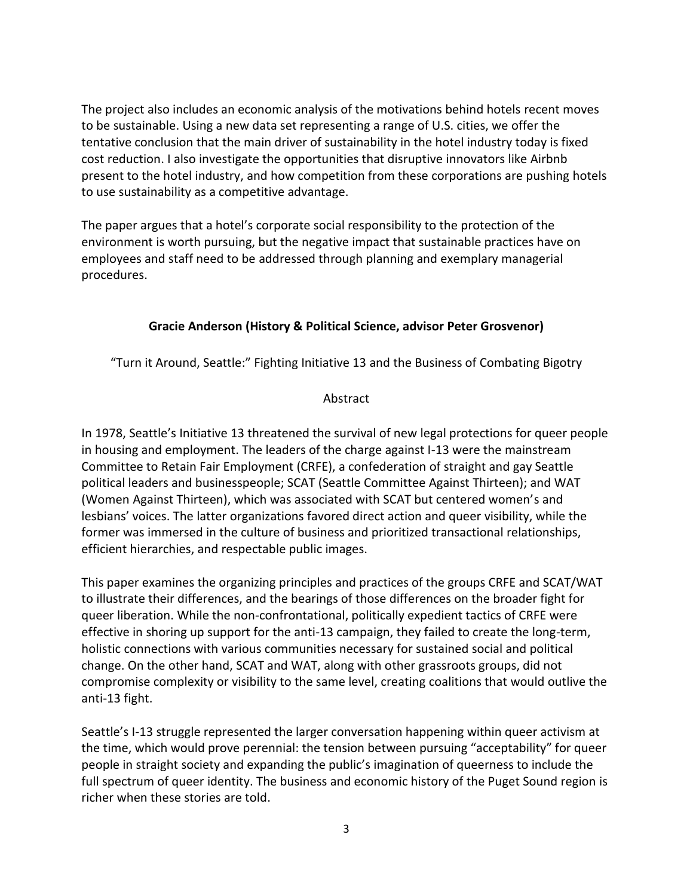The project also includes an economic analysis of the motivations behind hotels recent moves to be sustainable. Using a new data set representing a range of U.S. cities, we offer the tentative conclusion that the main driver of sustainability in the hotel industry today is fixed cost reduction. I also investigate the opportunities that disruptive innovators like Airbnb present to the hotel industry, and how competition from these corporations are pushing hotels to use sustainability as a competitive advantage.

The paper argues that a hotel's corporate social responsibility to the protection of the environment is worth pursuing, but the negative impact that sustainable practices have on employees and staff need to be addressed through planning and exemplary managerial procedures.

**Gracie Anderson (History & Political Science, advisor Peter Grosvenor)**

"Turn it Around, Seattle:" Fighting Initiative 13 and the Business of Combating Bigotry

Abstract

In 1978, Seattle's Initiative 13 threatened the survival of new legal protections for queer people in housing and employment. The leaders of the charge against I-13 were the mainstream Committee to Retain Fair Employment (CRFE), a confederation of straight and gay Seattle political leaders and businesspeople; SCAT (Seattle Committee Against Thirteen); and WAT (Women Against Thirteen), which was associated with SCAT but centered women's and lesbians' voices. The latter organizations favored direct action and queer visibility, while the former was immersed in the culture of business and prioritized transactional relationships, efficient hierarchies, and respectable public images.

This paper examines the organizing principles and practices of the groups CRFE and SCAT/WAT to illustrate their differences, and the bearings of those differences on the broader fight for queer liberation. While the non-confrontational, politically expedient tactics of CRFE were effective in shoring up support for the anti-13 campaign, they failed to create the long-term, holistic connections with various communities necessary for sustained social and political change. On the other hand, SCAT and WAT, along with other grassroots groups, did not compromise complexity or visibility to the same level, creating coalitions that would outlive the anti-13 fight.

Seattle's I-13 struggle represented the larger conversation happening within queer activism at the time, which would prove perennial: the tension between pursuing "acceptability" for queer people in straight society and expanding the public's imagination of queerness to include the full spectrum of queer identity. The business and economic history of the Puget Sound region is richer when these stories are told.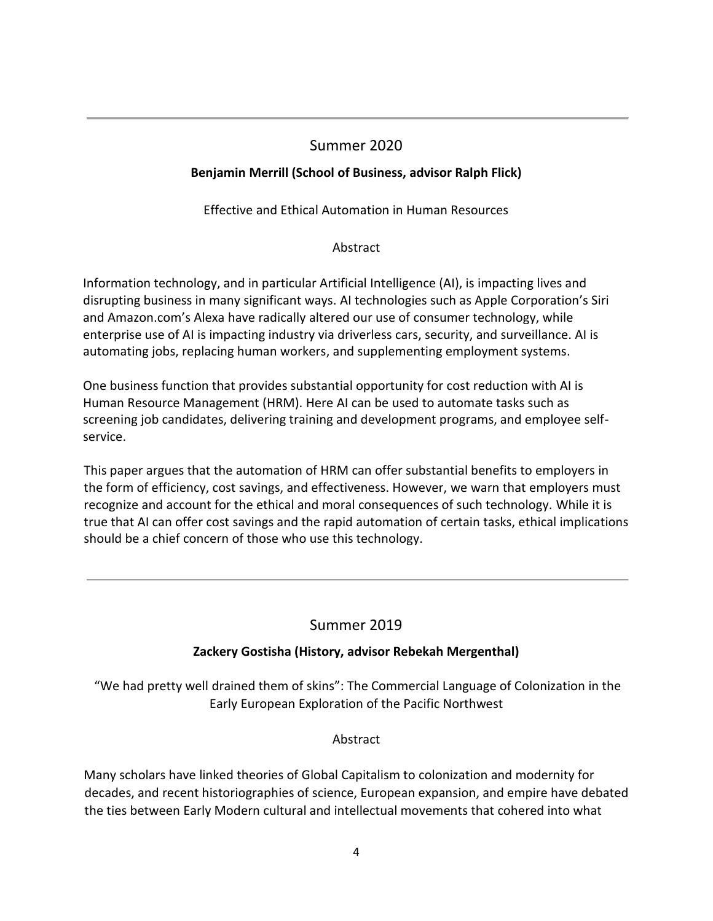---

## Summer 2020

**Benjamin Merrill (School of Business, advisor Ralph Flick)**

Effective and Ethical Automation in Human Resources

Abstract

Information technology, and in particular Artificial Intelligence (AI), is impacting lives and disrupting business in many significant ways. AI technologies such as Apple Corporation's Siri and Amazon.com's Alexa have radically altered our use of consumer technology, while enterprise use of AI is impacting industry via driverless cars, security, and surveillance. AI is automating jobs, replacing human workers, and supplementing employment systems.

One business function that provides substantial opportunity for cost reduction with AI is Human Resource Management (HRM). Here AI can be used to automate tasks such as screening job candidates, delivering training and development programs, and employee self-service.

This paper argues that the automation of HRM can offer substantial benefits to employers in the form of efficiency, cost savings, and effectiveness. However, we warn that employers must recognize and account for the ethical and moral consequences of such technology. While it is true that AI can offer cost savings and the rapid automation of certain tasks, ethical implications should be a chief concern of those who use this technology.

---

## Summer 2019

**Zackery Gostisha (History, advisor Rebekah Mergenthal)**

"We had pretty well drained them of skins": The Commercial Language of Colonization in the Early European Exploration of the Pacific Northwest

Abstract

Many scholars have linked theories of Global Capitalism to colonization and modernity for decades, and recent historiographies of science, European expansion, and empire have debated the ties between Early Modern cultural and intellectual movements that cohered into what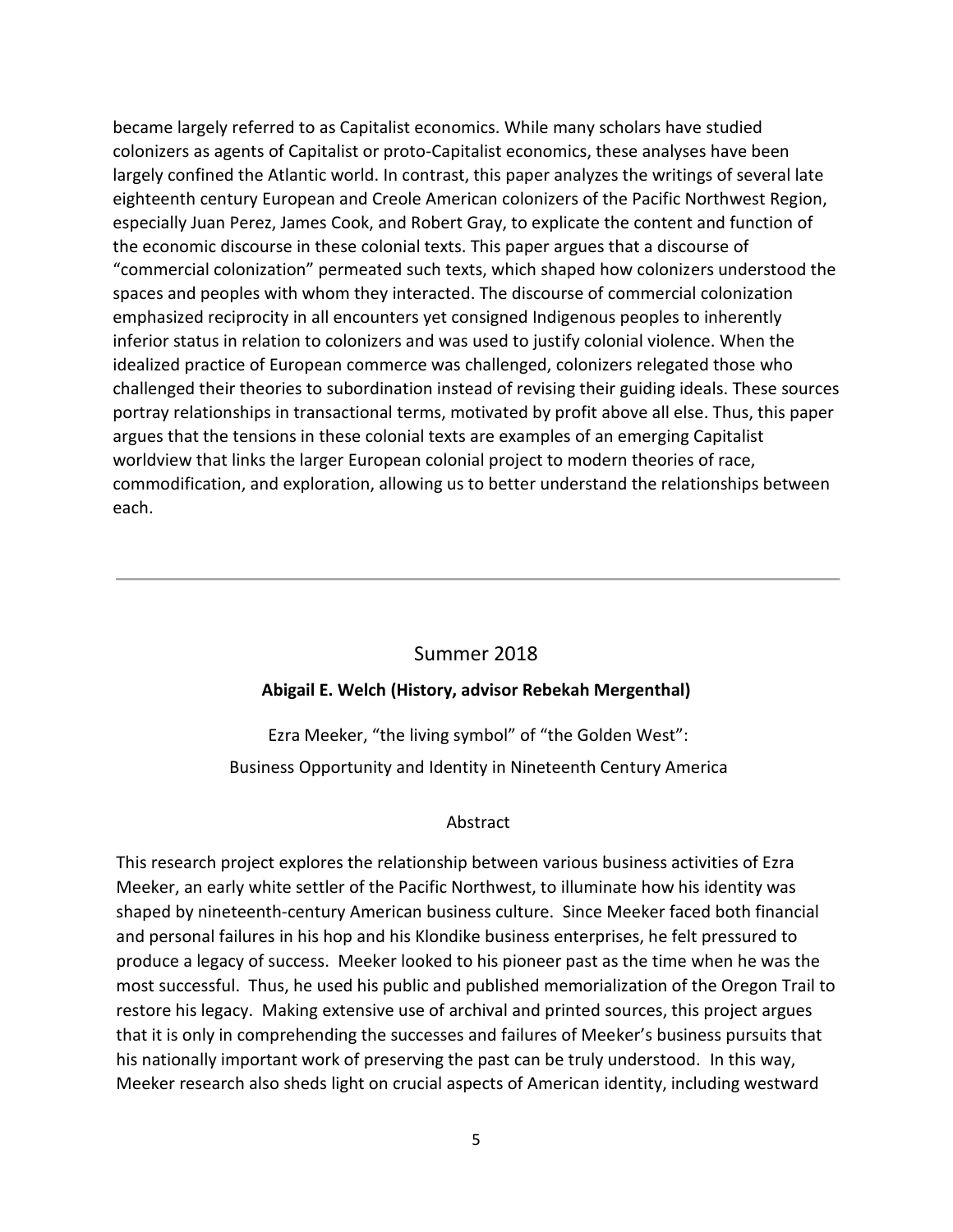became largely referred to as Capitalist economics. While many scholars have studied colonizers as agents of Capitalist or proto-Capitalist economics, these analyses have been largely confined the Atlantic world. In contrast, this paper analyzes the writings of several late eighteenth century European and Creole American colonizers of the Pacific Northwest Region, especially Juan Perez, James Cook, and Robert Gray, to explicate the content and function of the economic discourse in these colonial texts. This paper argues that a discourse of "commercial colonization" permeated such texts, which shaped how colonizers understood the spaces and peoples with whom they interacted. The discourse of commercial colonization emphasized reciprocity in all encounters yet consigned Indigenous peoples to inherently inferior status in relation to colonizers and was used to justify colonial violence. When the idealized practice of European commerce was challenged, colonizers relegated those who challenged their theories to subordination instead of revising their guiding ideals. These sources portray relationships in transactional terms, motivated by profit above all else. Thus, this paper argues that the tensions in these colonial texts are examples of an emerging Capitalist worldview that links the larger European colonial project to modern theories of race, commodification, and exploration, allowing us to better understand the relationships between each.

---

## Summer 2018

**Abigail E. Welch (History, advisor Rebekah Mergenthal)**

Ezra Meeker, "the living symbol" of "the Golden West":
Business Opportunity and Identity in Nineteenth Century America

Abstract

This research project explores the relationship between various business activities of Ezra Meeker, an early white settler of the Pacific Northwest, to illuminate how his identity was shaped by nineteenth-century American business culture. Since Meeker faced both financial and personal failures in his hop and his Klondike business enterprises, he felt pressured to produce a legacy of success. Meeker looked to his pioneer past as the time when he was the most successful. Thus, he used his public and published memorialization of the Oregon Trail to restore his legacy. Making extensive use of archival and printed sources, this project argues that it is only in comprehending the successes and failures of Meeker's business pursuits that his nationally important work of preserving the past can be truly understood. In this way, Meeker research also sheds light on crucial aspects of American identity, including westward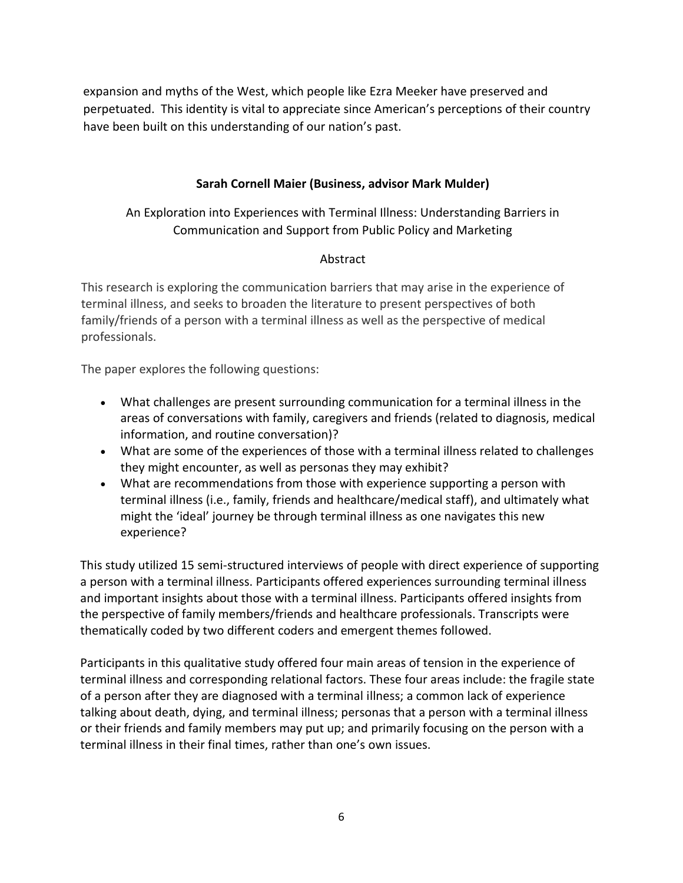expansion and myths of the West, which people like Ezra Meeker have preserved and perpetuated. This identity is vital to appreciate since American's perceptions of their country have been built on this understanding of our nation's past.

### Sarah Cornell Maier (Business, advisor Mark Mulder)

An Exploration into Experiences with Terminal Illness: Understanding Barriers in Communication and Support from Public Policy and Marketing

Abstract

This research is exploring the communication barriers that may arise in the experience of terminal illness, and seeks to broaden the literature to present perspectives of both family/friends of a person with a terminal illness as well as the perspective of medical professionals.

The paper explores the following questions:

- What challenges are present surrounding communication for a terminal illness in the areas of conversations with family, caregivers and friends (related to diagnosis, medical information, and routine conversation)?
- What are some of the experiences of those with a terminal illness related to challenges they might encounter, as well as personas they may exhibit?
- What are recommendations from those with experience supporting a person with terminal illness (i.e., family, friends and healthcare/medical staff), and ultimately what might the 'ideal' journey be through terminal illness as one navigates this new experience?

This study utilized 15 semi-structured interviews of people with direct experience of supporting a person with a terminal illness. Participants offered experiences surrounding terminal illness and important insights about those with a terminal illness. Participants offered insights from the perspective of family members/friends and healthcare professionals. Transcripts were thematically coded by two different coders and emergent themes followed.

Participants in this qualitative study offered four main areas of tension in the experience of terminal illness and corresponding relational factors. These four areas include: the fragile state of a person after they are diagnosed with a terminal illness; a common lack of experience talking about death, dying, and terminal illness; personas that a person with a terminal illness or their friends and family members may put up; and primarily focusing on the person with a terminal illness in their final times, rather than one's own issues.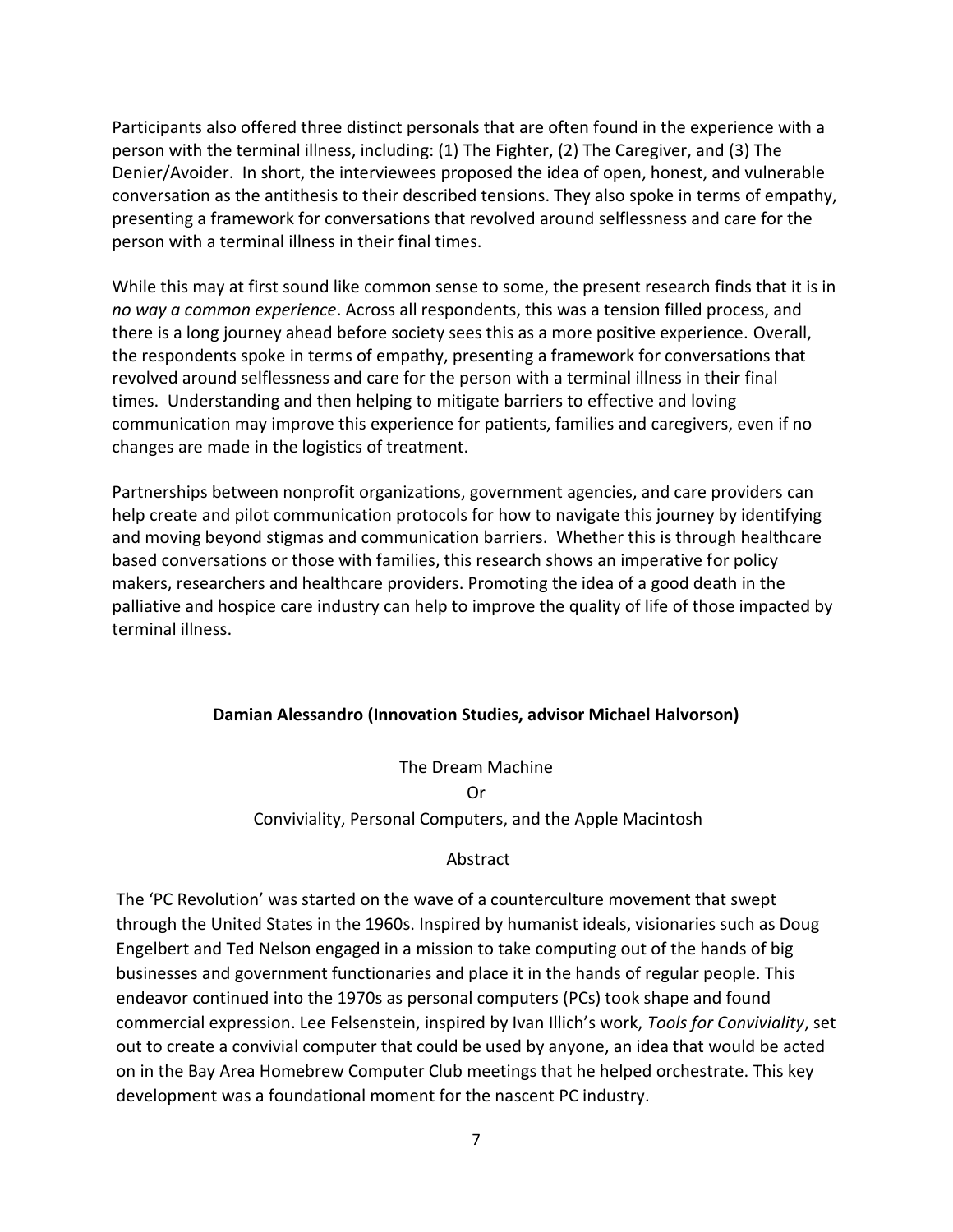Participants also offered three distinct personals that are often found in the experience with a person with the terminal illness, including: (1) The Fighter, (2) The Caregiver, and (3) The Denier/Avoider. In short, the interviewees proposed the idea of open, honest, and vulnerable conversation as the antithesis to their described tensions. They also spoke in terms of empathy, presenting a framework for conversations that revolved around selflessness and care for the person with a terminal illness in their final times.

While this may at first sound like common sense to some, the present research finds that it is in *no way a common experience*. Across all respondents, this was a tension filled process, and there is a long journey ahead before society sees this as a more positive experience. Overall, the respondents spoke in terms of empathy, presenting a framework for conversations that revolved around selflessness and care for the person with a terminal illness in their final times. Understanding and then helping to mitigate barriers to effective and loving communication may improve this experience for patients, families and caregivers, even if no changes are made in the logistics of treatment.

Partnerships between nonprofit organizations, government agencies, and care providers can help create and pilot communication protocols for how to navigate this journey by identifying and moving beyond stigmas and communication barriers. Whether this is through healthcare based conversations or those with families, this research shows an imperative for policy makers, researchers and healthcare providers. Promoting the idea of a good death in the palliative and hospice care industry can help to improve the quality of life of those impacted by terminal illness.

**Damian Alessandro (Innovation Studies, advisor Michael Halvorson)**

The Dream Machine

Or

Conviviality, Personal Computers, and the Apple Macintosh

Abstract

The 'PC Revolution' was started on the wave of a counterculture movement that swept through the United States in the 1960s. Inspired by humanist ideals, visionaries such as Doug Engelbert and Ted Nelson engaged in a mission to take computing out of the hands of big businesses and government functionaries and place it in the hands of regular people. This endeavor continued into the 1970s as personal computers (PCs) took shape and found commercial expression. Lee Felsenstein, inspired by Ivan Illich's work, *Tools for Conviviality*, set out to create a convivial computer that could be used by anyone, an idea that would be acted on in the Bay Area Homebrew Computer Club meetings that he helped orchestrate. This key development was a foundational moment for the nascent PC industry.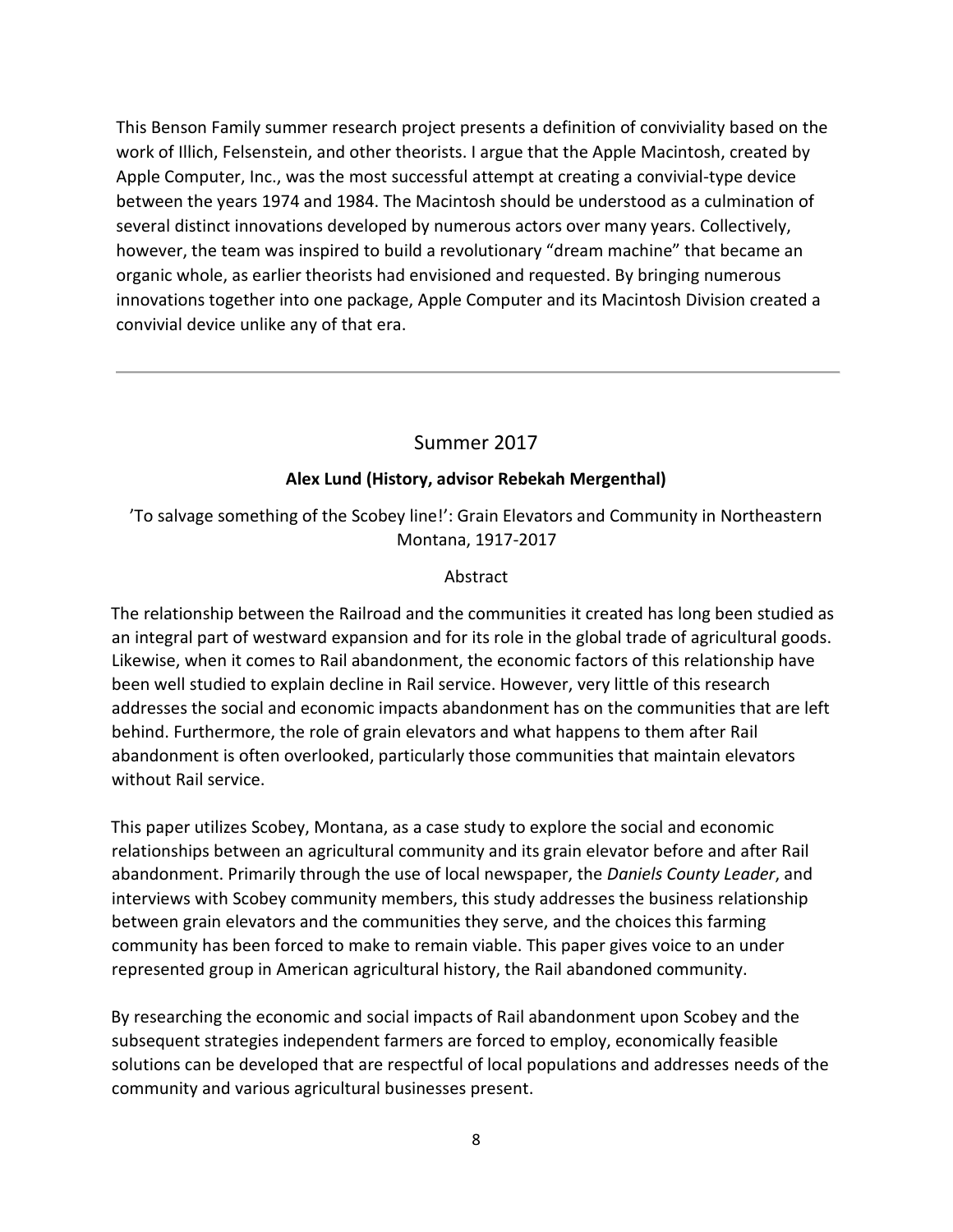This Benson Family summer research project presents a definition of conviviality based on the work of Illich, Felsenstein, and other theorists. I argue that the Apple Macintosh, created by Apple Computer, Inc., was the most successful attempt at creating a convivial-type device between the years 1974 and 1984. The Macintosh should be understood as a culmination of several distinct innovations developed by numerous actors over many years. Collectively, however, the team was inspired to build a revolutionary "dream machine" that became an organic whole, as earlier theorists had envisioned and requested. By bringing numerous innovations together into one package, Apple Computer and its Macintosh Division created a convivial device unlike any of that era.

---

## Summer 2017

**Alex Lund (History, advisor Rebekah Mergenthal)**

'To salvage something of the Scobey line!': Grain Elevators and Community in Northeastern Montana, 1917-2017

Abstract

The relationship between the Railroad and the communities it created has long been studied as an integral part of westward expansion and for its role in the global trade of agricultural goods. Likewise, when it comes to Rail abandonment, the economic factors of this relationship have been well studied to explain decline in Rail service. However, very little of this research addresses the social and economic impacts abandonment has on the communities that are left behind. Furthermore, the role of grain elevators and what happens to them after Rail abandonment is often overlooked, particularly those communities that maintain elevators without Rail service.

This paper utilizes Scobey, Montana, as a case study to explore the social and economic relationships between an agricultural community and its grain elevator before and after Rail abandonment. Primarily through the use of local newspaper, the *Daniels County Leader*, and interviews with Scobey community members, this study addresses the business relationship between grain elevators and the communities they serve, and the choices this farming community has been forced to make to remain viable. This paper gives voice to an under represented group in American agricultural history, the Rail abandoned community.

By researching the economic and social impacts of Rail abandonment upon Scobey and the subsequent strategies independent farmers are forced to employ, economically feasible solutions can be developed that are respectful of local populations and addresses needs of the community and various agricultural businesses present.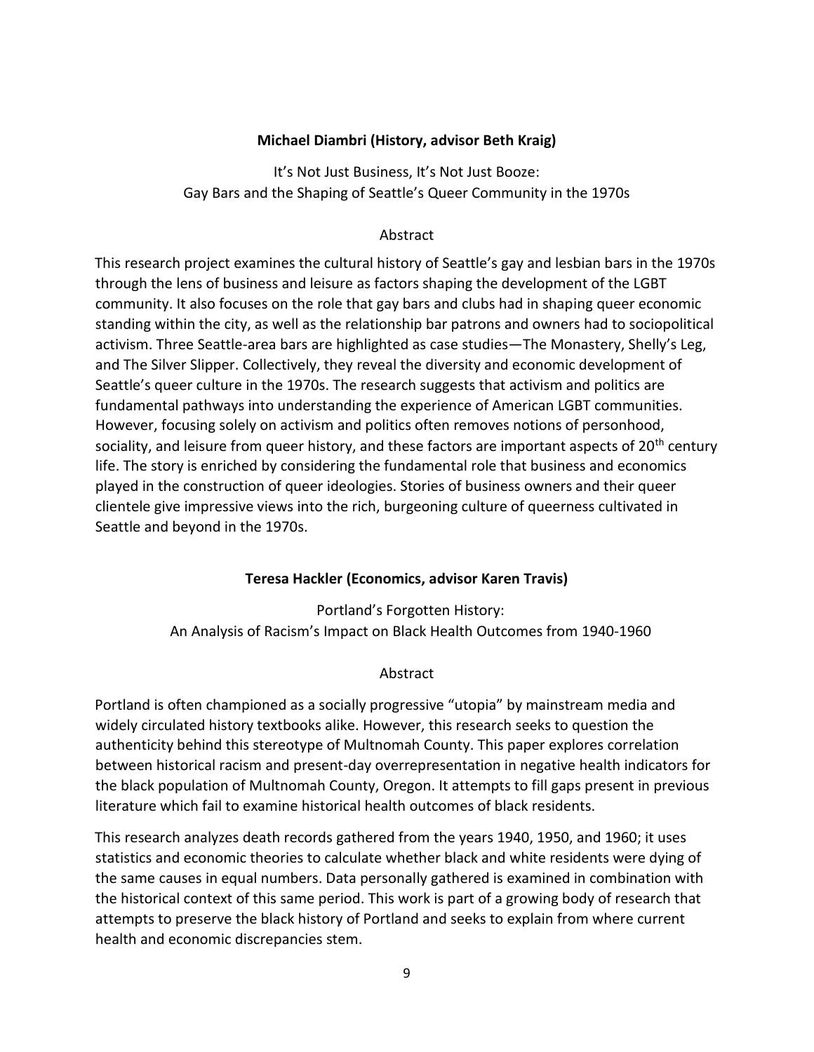### Michael Diambri (History, advisor Beth Kraig)

It's Not Just Business, It's Not Just Booze:
Gay Bars and the Shaping of Seattle's Queer Community in the 1970s

Abstract

This research project examines the cultural history of Seattle's gay and lesbian bars in the 1970s through the lens of business and leisure as factors shaping the development of the LGBT community. It also focuses on the role that gay bars and clubs had in shaping queer economic standing within the city, as well as the relationship bar patrons and owners had to sociopolitical activism. Three Seattle-area bars are highlighted as case studies—The Monastery, Shelly's Leg, and The Silver Slipper. Collectively, they reveal the diversity and economic development of Seattle's queer culture in the 1970s. The research suggests that activism and politics are fundamental pathways into understanding the experience of American LGBT communities. However, focusing solely on activism and politics often removes notions of personhood, sociality, and leisure from queer history, and these factors are important aspects of 20th century life. The story is enriched by considering the fundamental role that business and economics played in the construction of queer ideologies. Stories of business owners and their queer clientele give impressive views into the rich, burgeoning culture of queerness cultivated in Seattle and beyond in the 1970s.

### Teresa Hackler (Economics, advisor Karen Travis)

Portland's Forgotten History:
An Analysis of Racism's Impact on Black Health Outcomes from 1940-1960

Abstract

Portland is often championed as a socially progressive "utopia" by mainstream media and widely circulated history textbooks alike. However, this research seeks to question the authenticity behind this stereotype of Multnomah County. This paper explores correlation between historical racism and present-day overrepresentation in negative health indicators for the black population of Multnomah County, Oregon. It attempts to fill gaps present in previous literature which fail to examine historical health outcomes of black residents.

This research analyzes death records gathered from the years 1940, 1950, and 1960; it uses statistics and economic theories to calculate whether black and white residents were dying of the same causes in equal numbers. Data personally gathered is examined in combination with the historical context of this same period. This work is part of a growing body of research that attempts to preserve the black history of Portland and seeks to explain from where current health and economic discrepancies stem.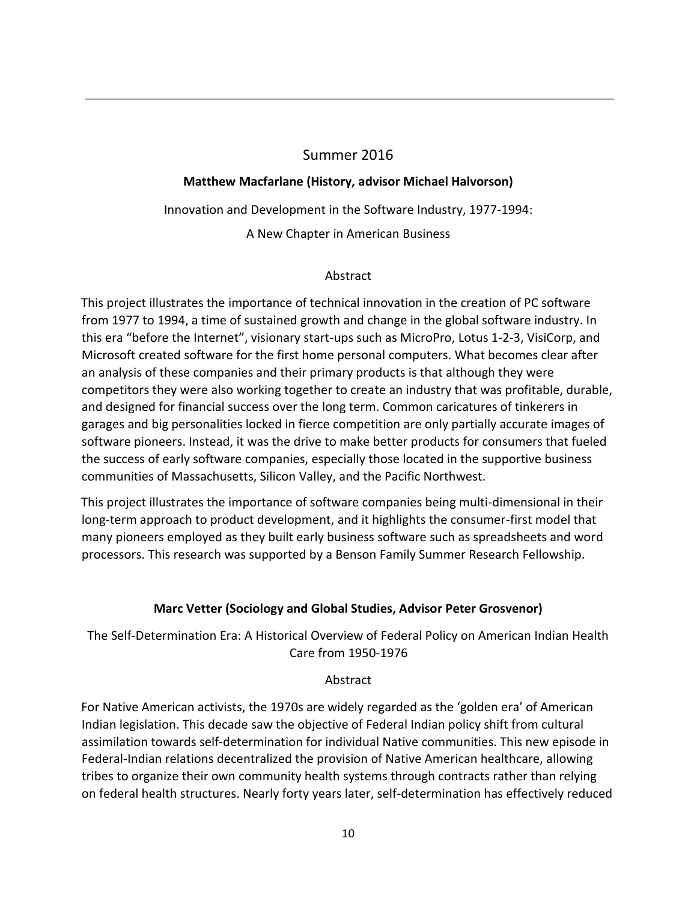## Summer 2016

**Matthew Macfarlane (History, advisor Michael Halvorson)**

Innovation and Development in the Software Industry, 1977-1994:

A New Chapter in American Business

Abstract

This project illustrates the importance of technical innovation in the creation of PC software from 1977 to 1994, a time of sustained growth and change in the global software industry. In this era "before the Internet", visionary start-ups such as MicroPro, Lotus 1-2-3, VisiCorp, and Microsoft created software for the first home personal computers. What becomes clear after an analysis of these companies and their primary products is that although they were competitors they were also working together to create an industry that was profitable, durable, and designed for financial success over the long term. Common caricatures of tinkerers in garages and big personalities locked in fierce competition are only partially accurate images of software pioneers. Instead, it was the drive to make better products for consumers that fueled the success of early software companies, especially those located in the supportive business communities of Massachusetts, Silicon Valley, and the Pacific Northwest.

This project illustrates the importance of software companies being multi-dimensional in their long-term approach to product development, and it highlights the consumer-first model that many pioneers employed as they built early business software such as spreadsheets and word processors. This research was supported by a Benson Family Summer Research Fellowship.

**Marc Vetter (Sociology and Global Studies, Advisor Peter Grosvenor)**

The Self-Determination Era: A Historical Overview of Federal Policy on American Indian Health Care from 1950-1976

Abstract

For Native American activists, the 1970s are widely regarded as the 'golden era' of American Indian legislation. This decade saw the objective of Federal Indian policy shift from cultural assimilation towards self-determination for individual Native communities. This new episode in Federal-Indian relations decentralized the provision of Native American healthcare, allowing tribes to organize their own community health systems through contracts rather than relying on federal health structures. Nearly forty years later, self-determination has effectively reduced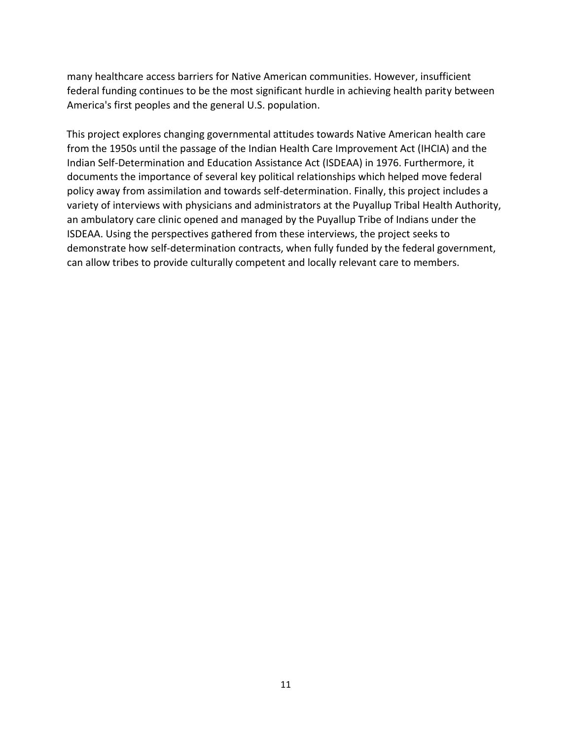many healthcare access barriers for Native American communities. However, insufficient federal funding continues to be the most significant hurdle in achieving health parity between America's first peoples and the general U.S. population.

This project explores changing governmental attitudes towards Native American health care from the 1950s until the passage of the Indian Health Care Improvement Act (IHCIA) and the Indian Self-Determination and Education Assistance Act (ISDEAA) in 1976. Furthermore, it documents the importance of several key political relationships which helped move federal policy away from assimilation and towards self-determination. Finally, this project includes a variety of interviews with physicians and administrators at the Puyallup Tribal Health Authority, an ambulatory care clinic opened and managed by the Puyallup Tribe of Indians under the ISDEAA. Using the perspectives gathered from these interviews, the project seeks to demonstrate how self-determination contracts, when fully funded by the federal government, can allow tribes to provide culturally competent and locally relevant care to members.